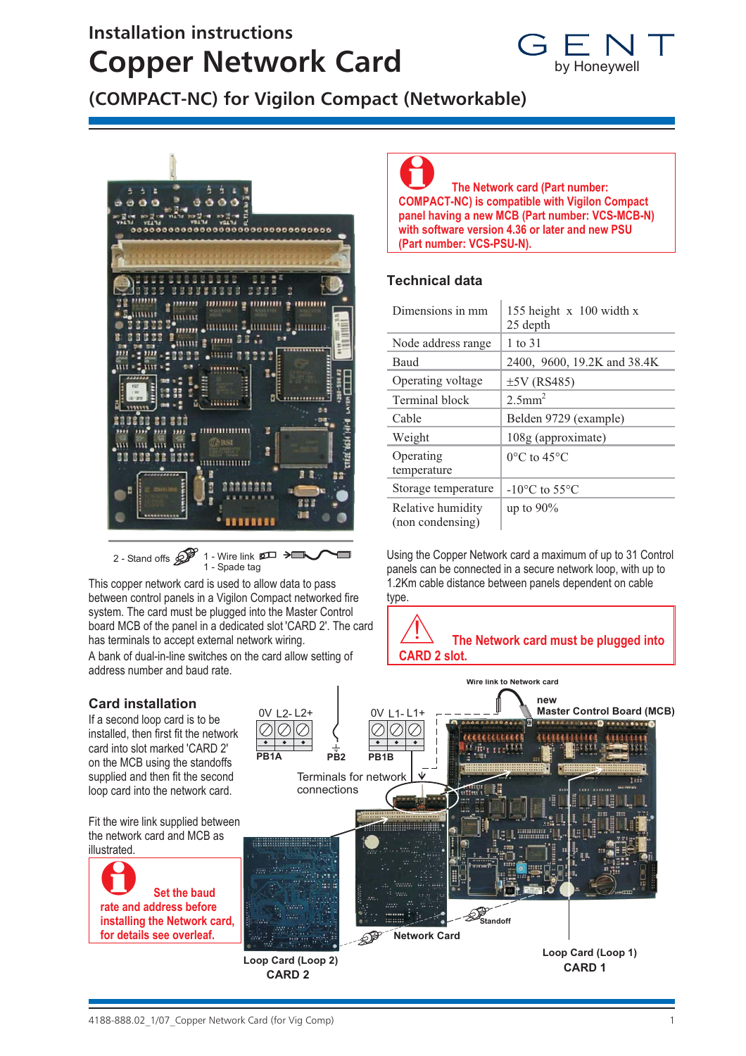# Installation instructions

# Copper Network Card

GENT by Honeywell

## (COMPACT-NC) for Vigilon Compact (Networkable)

2 - Stand offs

1 - Wire link

1 - Spade tag

This copper network card is used to allow data to pass between control panels in a Vigilon Compact networked fire system. The card must be plugged into the Master Control board MCB of the panel in a dedicated slot 'CARD 2'. The card has terminals to accept external network wiring.

A bank of dual-in-line switches on the card allow setting of address number and baud rate.

**The Network card (Part number: COMPACT-NC) is compatible with Vigilon Compact panel having a new MCB (Part number: VCS-MCB-N) with software version 4.36 or later and new PSU (Part number: VCS-PSU-N).**

## Technical data

| | |
|---|---|
| Dimensions in mm | 155 height x 100 width x 25 depth |
| Node address range | 1 to 31 |
| Baud | 2400, 9600, 19.2K and 38.4K |
| Operating voltage | ±5V (RS485) |
| Terminal block | 2.5mm$^2$ |
| Cable | Belden 9729 (example) |
| Weight | 108g (approximate) |
| Operating temperature | 0°C to 45°C |
| Storage temperature | -10°C to 55°C |
| Relative humidity (non condensing) | up to 90% |

Using the Copper Network card a maximum of up to 31 Control panels can be connected in a secure network loop, with up to 1.2Km cable distance between panels dependent on cable type.

**The Network card must be plugged into CARD 2 slot.**

## Card installation

If a second loop card is to be installed, then first fit the network card into slot marked 'CARD 2' on the MCB using the standoffs supplied and then fit the second loop card into the network card.

Fit the wire link supplied between the network card and MCB as illustrated.

**Set the baud rate and address before installing the Network card, for details see overleaf.**

0V L2- L2+ &nbsp; 0V L1- L1+

PB1A &nbsp; PB2 &nbsp; PB1B

Terminals for network connections

Wire link to Network card

new Master Control Board (MCB)

Standoff

Network Card

Loop Card (Loop 2) CARD 2

Loop Card (Loop 1) CARD 1

4188-888.02_1/07_Copper Network Card (for Vig Comp)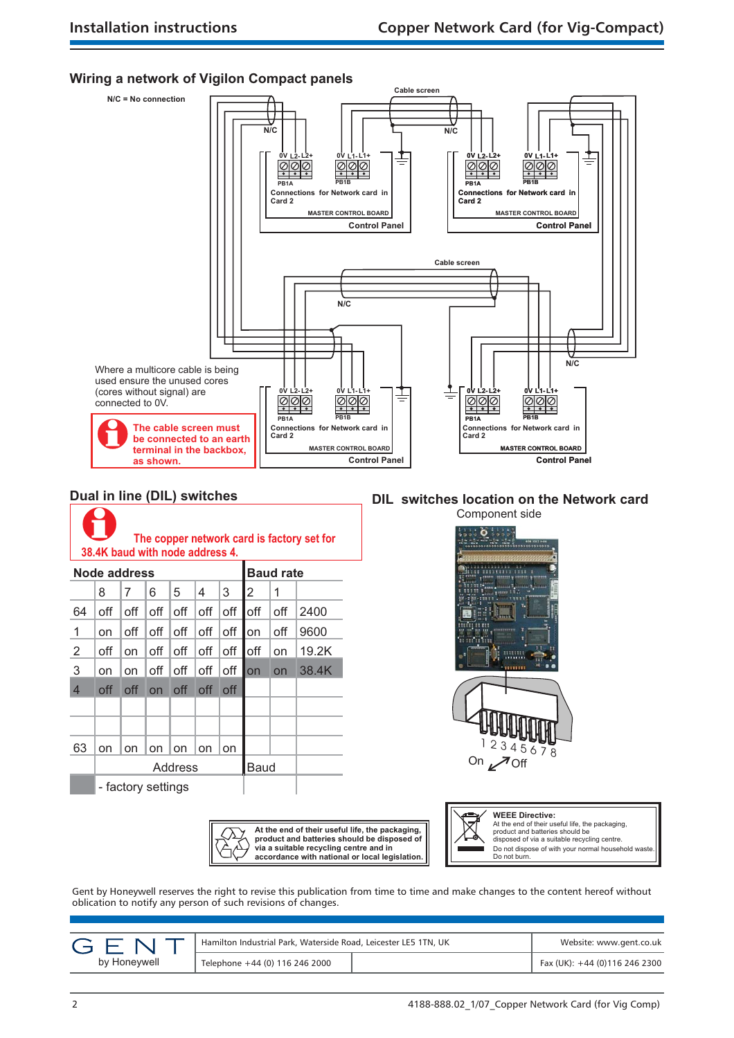## Wiring a network of Vigilon Compact panels

N/C = No connection

Cable screen

N/C

0V L2- L2+

0V L1- L1+

PB1A

PB1B

Connections for Network card in Card 2

MASTER CONTROL BOARD

Control Panel

Cable screen

Where a multicore cable is being used ensure the unused cores (cores without signal) are connected to 0V.

**The cable screen must be connected to an earth terminal in the backbox, as shown.**

## Dual in line (DIL) switches

**The copper network card is factory set for 38.4K baud with node address 4.**

| Node address | | | | | | | Baud rate | | |
|---|---|---|---|---|---|---|---|---|---|
| | 8 | 7 | 6 | 5 | 4 | 3 | 2 | 1 | |
| 64 | off | off | off | off | off | off | off | off | 2400 |
| 1 | on | off | off | off | off | off | on | off | 9600 |
| 2 | off | on | off | off | off | off | off | on | 19.2K |
| 3 | on | on | off | off | off | off | on | on | 38.4K |
| 4 | off | off | on | off | off | off | | | |
| | | | | | | | | | |
| | | | | | | | | | |
| 63 | on | on | on | on | on | on | | | |
| | Address | | | | | | Baud | | |

- factory settings

## DIL switches location on the Network card

Component side

1 2 3 4 5 6 7 8

On Off

At the end of their useful life, the packaging, product and batteries should be disposed of via a suitable recycling centre and in accordance with national or local legislation.

**WEEE Directive:**
At the end of their useful life, the packaging, product and batteries should be disposed of via a suitable recycling centre.
Do not dispose of with your normal household waste.
Do not burn.

Gent by Honeywell reserves the right to revise this publication from time to time and make changes to the content hereof without oblication to notify any person of such revisions of changes.

GENT by Honeywell

Hamilton Industrial Park, Waterside Road, Leicester LE5 1TN, UK | Website: www.gent.co.uk

Telephone +44 (0) 116 246 2000 | Fax (UK): +44 (0)116 246 2300

4188-888.02_1/07_Copper Network Card (for Vig Comp)